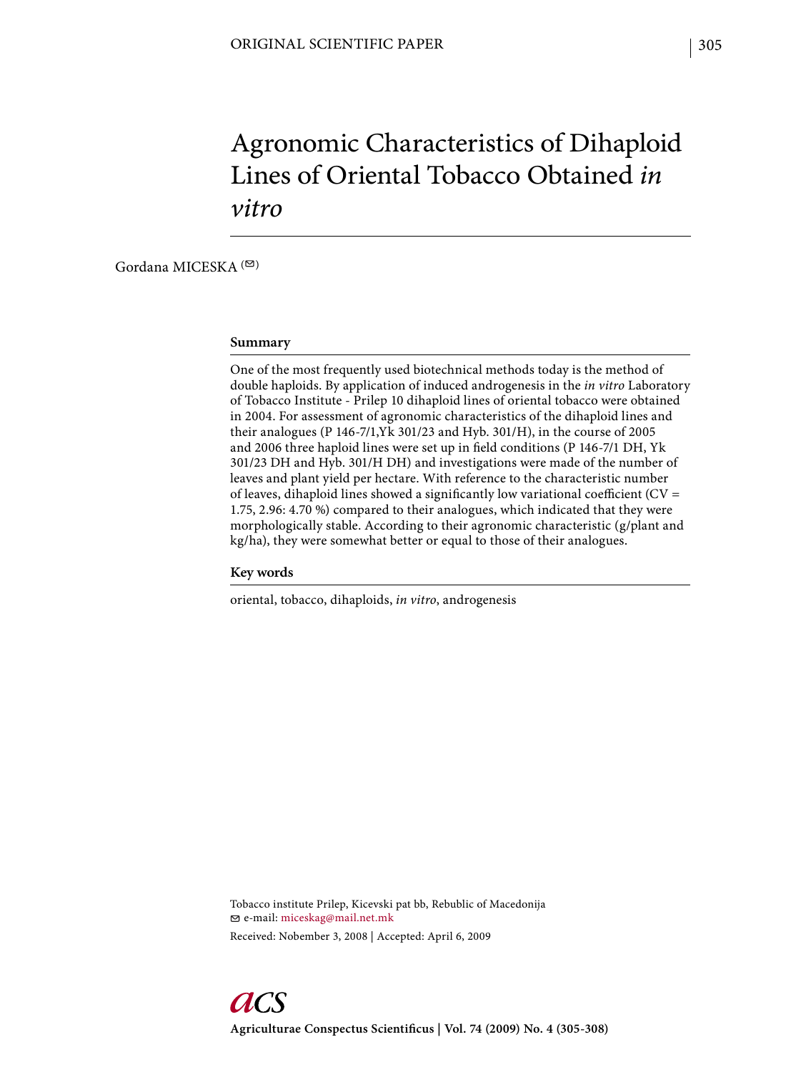ORIGINAL SCIENTIFIC PAPER

# Agronomic Characteristics of Dihaploid Lines of Oriental Tobacco Obtained *in vitro*

Gordana MICESKA

## Summary

One of the most frequently used biotechnical methods today is the method of double haploids. By application of induced androgenesis in the *in vitro* Laboratory of Tobacco Institute - Prilep 10 dihaploid lines of oriental tobacco were obtained in 2004. For assessment of agronomic characteristics of the dihaploid lines and their analogues (P 146-7/1,Yk 301/23 and Hyb. 301/H), in the course of 2005 and 2006 three haploid lines were set up in field conditions (P 146-7/1 DH, Yk 301/23 DH and Hyb. 301/H DH) and investigations were made of the number of leaves and plant yield per hectare. With reference to the characteristic number of leaves, dihaploid lines showed a significantly low variational coefficient (CV = 1.75, 2.96: 4.70 %) compared to their analogues, which indicated that they were morphologically stable. According to their agronomic characteristic (g/plant and kg/ha), they were somewhat better or equal to those of their analogues.

## Key words

oriental, tobacco, dihaploids, *in vitro*, androgenesis

Tobacco institute Prilep, Kicevski pat bb, Rebublic of Macedonija
e-mail: miceskag@mail.net.mk

Received: Nobember 3, 2008 | Accepted: April 6, 2009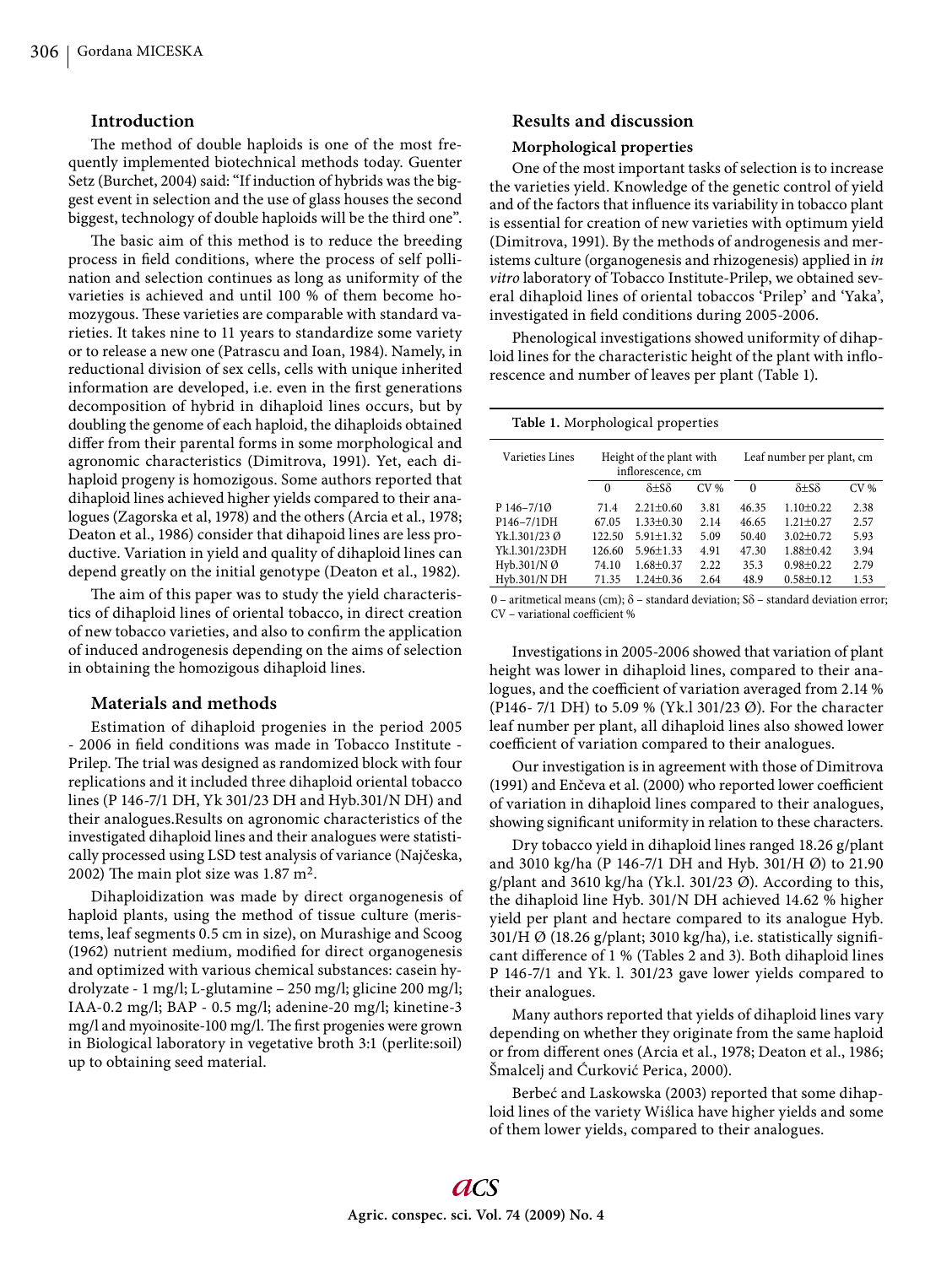## Introduction

The method of double haploids is one of the most frequently implemented biotechnical methods today. Guenter Setz (Burchet, 2004) said: "If induction of hybrids was the biggest event in selection and the use of glass houses the second biggest, technology of double haploids will be the third one".

The basic aim of this method is to reduce the breeding process in field conditions, where the process of self pollination and selection continues as long as uniformity of the varieties is achieved and until 100 % of them become homozygous. These varieties are comparable with standard varieties. It takes nine to 11 years to standardize some variety or to release a new one (Patrascu and Ioan, 1984). Namely, in reductional division of sex cells, cells with unique inherited information are developed, i.e. even in the first generations decomposition of hybrid in dihaploid lines occurs, but by doubling the genome of each haploid, the dihaploids obtained differ from their parental forms in some morphological and agronomic characteristics (Dimitrova, 1991). Yet, each dihaploid progeny is homozigous. Some authors reported that dihaploid lines achieved higher yields compared to their analogues (Zagorska et al, 1978) and the others (Arcia et al., 1978; Deaton et al., 1986) consider that dihapoid lines are less productive. Variation in yield and quality of dihaploid lines can depend greatly on the initial genotype (Deaton et al., 1982).

The aim of this paper was to study the yield characteristics of dihaploid lines of oriental tobacco, in direct creation of new tobacco varieties, and also to confirm the application of induced androgenesis depending on the aims of selection in obtaining the homozigous dihaploid lines.

## Materials and methods

Estimation of dihaploid progenies in the period 2005 - 2006 in field conditions was made in Tobacco Institute - Prilep. The trial was designed as randomized block with four replications and it included three dihaploid oriental tobacco lines (P 146-7/1 DH, Yk 301/23 DH and Hyb.301/N DH) and their analogues.Results on agronomic characteristics of the investigated dihaploid lines and their analogues were statistically processed using LSD test analysis of variance (Najčeska, 2002) The main plot size was 1.87 m$^2$.

Dihaploidization was made by direct organogenesis of haploid plants, using the method of tissue culture (meristems, leaf segments 0.5 cm in size), on Murashige and Scoog (1962) nutrient medium, modified for direct organogenesis and optimized with various chemical substances: casein hydrolyzate - 1 mg/l; L-glutamine – 250 mg/l; glicine 200 mg/l; IAA-0.2 mg/l; BAP - 0.5 mg/l; adenine-20 mg/l; kinetine-3 mg/l and myoinosite-100 mg/l. The first progenies were grown in Biological laboratory in vegetative broth 3:1 (perlite:soil) up to obtaining seed material.

## Results and discussion

### Morphological properties

One of the most important tasks of selection is to increase the varieties yield. Knowledge of the genetic control of yield and of the factors that influence its variability in tobacco plant is essential for creation of new varieties with optimum yield (Dimitrova, 1991). By the methods of androgenesis and meristems culture (organogenesis and rhizogenesis) applied in *in vitro* laboratory of Tobacco Institute-Prilep, we obtained several dihaploid lines of oriental tobaccos 'Prilep' and 'Yaka', investigated in field conditions during 2005-2006.

Phenological investigations showed uniformity of dihaploid lines for the characteristic height of the plant with inflorescence and number of leaves per plant (Table 1).

**Table 1.** Morphological properties

| Varieties Lines | Height of the plant with inflorescence, cm | | | Leaf number per plant, cm | | |
|---|---|---|---|---|---|---|
| | 0 | δ±Sδ | CV % | 0 | δ±Sδ | CV % |
| P 146–7/1Ø | 71.4 | 2.21±0.60 | 3.81 | 46.35 | 1.10±0.22 | 2.38 |
| P146–7/1DH | 67.05 | 1.33±0.30 | 2.14 | 46.65 | 1.21±0.27 | 2.57 |
| Yk.l.301/23 Ø | 122.50 | 5.91±1.32 | 5.09 | 50.40 | 3.02±0.72 | 5.93 |
| Yk.l.301/23DH | 126.60 | 5.96±1.33 | 4.91 | 47.30 | 1.88±0.42 | 3.94 |
| Hyb.301/N Ø | 74.10 | 1.68±0.37 | 2.22 | 35.3 | 0.98±0.22 | 2.79 |
| Hyb.301/N DH | 71.35 | 1.24±0.36 | 2.64 | 48.9 | 0.58±0.12 | 1.53 |

0 – aritmetical means (cm); δ – standard deviation; Sδ – standard deviation error; CV – variational coefficient %

Investigations in 2005-2006 showed that variation of plant height was lower in dihaploid lines, compared to their analogues, and the coefficient of variation averaged from 2.14 % (P146- 7/1 DH) to 5.09 % (Yk.l 301/23 Ø). For the character leaf number per plant, all dihaploid lines also showed lower coefficient of variation compared to their analogues.

Our investigation is in agreement with those of Dimitrova (1991) and Enčeva et al. (2000) who reported lower coefficient of variation in dihaploid lines compared to their analogues, showing significant uniformity in relation to these characters.

Dry tobacco yield in dihaploid lines ranged 18.26 g/plant and 3010 kg/ha (P 146-7/1 DH and Hyb. 301/H Ø) to 21.90 g/plant and 3610 kg/ha (Yk.l. 301/23 Ø). According to this, the dihaploid line Hyb. 301/N DH achieved 14.62 % higher yield per plant and hectare compared to its analogue Hyb. 301/H Ø (18.26 g/plant; 3010 kg/ha), i.e. statistically significant difference of 1 % (Tables 2 and 3). Both dihaploid lines P 146-7/1 and Yk. l. 301/23 gave lower yields compared to their analogues.

Many authors reported that yields of dihaploid lines vary depending on whether they originate from the same haploid or from different ones (Arcia et al., 1978; Deaton et al., 1986; Šmalcelj and Ćurković Perica, 2000).

Berbeć and Laskowska (2003) reported that some dihaploid lines of the variety Wiślica have higher yields and some of them lower yields, compared to their analogues.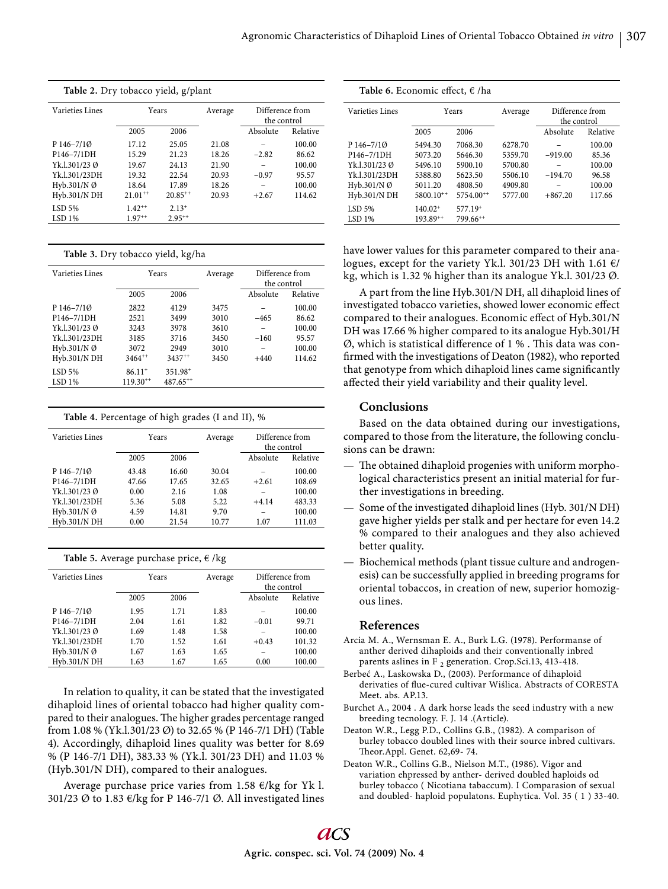**Table 2.** Dry tobacco yield, g/plant

| Varieties Lines | Years | | Average | Difference from the control | |
|---|---|---|---|---|---|
| | 2005 | 2006 | | Absolute | Relative |
| P 146–7/1Ø | 17.12 | 25.05 | 21.08 | – | 100.00 |
| P146–7/1DH | 15.29 | 21.23 | 18.26 | −2.82 | 86.62 |
| Yk.l.301/23 Ø | 19.67 | 24.13 | 21.90 | – | 100.00 |
| Yk.l.301/23DH | 19.32 | 22.54 | 20.93 | −0.97 | 95.57 |
| Hyb.301/N Ø | 18.64 | 17.89 | 18.26 | – | 100.00 |
| Hyb.301/N DH | 21.01++ | 20.85++ | 20.93 | +2.67 | 114.62 |
| LSD 5% | 1.42++ | 2.13+ | | | |
| LSD 1% | 1.97++ | 2.95++ | | | |

**Table 3.** Dry tobacco yield, kg/ha

| Varieties Lines | Years | | Average | Difference from the control | |
|---|---|---|---|---|---|
| | 2005 | 2006 | | Absolute | Relative |
| P 146–7/1Ø | 2822 | 4129 | 3475 | – | 100.00 |
| P146–7/1DH | 2521 | 3499 | 3010 | −465 | 86.62 |
| Yk.l.301/23 Ø | 3243 | 3978 | 3610 | – | 100.00 |
| Yk.l.301/23DH | 3185 | 3716 | 3450 | −160 | 95.57 |
| Hyb.301/N Ø | 3072 | 2949 | 3010 | – | 100.00 |
| Hyb.301/N DH | 3464++ | 3437++ | 3450 | +440 | 114.62 |
| LSD 5% | 86.11+ | 351.98+ | | | |
| LSD 1% | 119.30++ | 487.65++ | | | |

**Table 4.** Percentage of high grades (I and II), %

| Varieties Lines | Years | | Average | Difference from the control | |
|---|---|---|---|---|---|
| | 2005 | 2006 | | Absolute | Relative |
| P 146–7/1Ø | 43.48 | 16.60 | 30.04 | – | 100.00 |
| P146–7/1DH | 47.66 | 17.65 | 32.65 | +2.61 | 108.69 |
| Yk.l.301/23 Ø | 0.00 | 2.16 | 1.08 | – | 100.00 |
| Yk.l.301/23DH | 5.36 | 5.08 | 5.22 | +4.14 | 483.33 |
| Hyb.301/N Ø | 4.59 | 14.81 | 9.70 | – | 100.00 |
| Hyb.301/N DH | 0.00 | 21.54 | 10.77 | 1.07 | 111.03 |

**Table 5.** Average purchase price, € /kg

| Varieties Lines | Years | | Average | Difference from the control | |
|---|---|---|---|---|---|
| | 2005 | 2006 | | Absolute | Relative |
| P 146–7/1Ø | 1.95 | 1.71 | 1.83 | – | 100.00 |
| P146–7/1DH | 2.04 | 1.61 | 1.82 | −0.01 | 99.71 |
| Yk.l.301/23 Ø | 1.69 | 1.48 | 1.58 | – | 100.00 |
| Yk.l.301/23DH | 1.70 | 1.52 | 1.61 | +0.43 | 101.32 |
| Hyb.301/N Ø | 1.67 | 1.63 | 1.65 | – | 100.00 |
| Hyb.301/N DH | 1.63 | 1.67 | 1.65 | 0.00 | 100.00 |

In relation to quality, it can be stated that the investigated dihaploid lines of oriental tobacco had higher quality compared to their analogues. The higher grades percentage ranged from 1.08 % (Yk.l.301/23 Ø) to 32.65 % (P 146-7/1 DH) (Table 4). Accordingly, dihaploid lines quality was better for 8.69 % (P 146-7/1 DH), 383.33 % (Yk.l. 301/23 DH) and 11.03 % (Hyb.301/N DH), compared to their analogues.

Average purchase price varies from 1.58 €/kg for Yk l. 301/23 Ø to 1.83 €/kg for P 146-7/1 Ø. All investigated lines have lower values for this parameter compared to their analogues, except for the variety Yk.l. 301/23 DH with 1.61 €/kg, which is 1.32 % higher than its analogue Yk.l. 301/23 Ø.

**Table 6.** Economic effect, € /ha

| Varieties Lines | Years | | Average | Difference from the control | |
|---|---|---|---|---|---|
| | 2005 | 2006 | | Absolute | Relative |
| P 146–7/1Ø | 5494.30 | 7068.30 | 6278.70 | – | 100.00 |
| P146–7/1DH | 5073.20 | 5646.30 | 5359.70 | −919.00 | 85.36 |
| Yk.l.301/23 Ø | 5496.10 | 5900.10 | 5700.80 | – | 100.00 |
| Yk.l.301/23DH | 5388.80 | 5623.50 | 5506.10 | −194.70 | 96.58 |
| Hyb.301/N Ø | 5011.20 | 4808.50 | 4909.80 | – | 100.00 |
| Hyb.301/N DH | 5800.10++ | 5754.00++ | 5777.00 | +867.20 | 117.66 |
| LSD 5% | 140.02+ | 577.19+ | | | |
| LSD 1% | 193.89++ | 799.66++ | | | |

A part from the line Hyb.301/N DH, all dihaploid lines of investigated tobacco varieties, showed lower economic effect compared to their analogues. Economic effect of Hyb.301/N DH was 17.66 % higher compared to its analogue Hyb.301/H Ø, which is statistical difference of 1 % . This data was confirmed with the investigations of Deaton (1982), who reported that genotype from which dihaploid lines came significantly affected their yield variability and their quality level.

## Conclusions

Based on the data obtained during our investigations, compared to those from the literature, the following conclusions can be drawn:

- The obtained dihaploid progenies with uniform morphological characteristics present an initial material for further investigations in breeding.
- Some of the investigated dihaploid lines (Hyb. 301/N DH) gave higher yields per stalk and per hectare for even 14.2 % compared to their analogues and they also achieved better quality.
- Biochemical methods (plant tissue culture and androgenesis) can be successfully applied in breeding programs for oriental tobaccos, in creation of new, superior homozigous lines.

## References

Arcia M. A., Wernsman E. A., Burk L.G. (1978). Performanse of anther derived dihaploids and their conventionally inbred parents aslines in $F_2$ generation. Crop.Sci.13, 413-418.

Berbeć A., Laskowska D., (2003). Performance of dihaploid derivaties of flue-cured cultivar Wiślica. Abstracts of CORESTA Meet. abs. AP.13.

Burchet A., 2004 . A dark horse leads the seed industry with a new breeding tecnology. F. J. 14 .(Article).

Deaton W.R., Legg P.D., Collins G.B., (1982). A comparison of burley tobacco doubled lines with their source inbred cultivars. Theor.Appl. Genet. 62,69- 74.

Deaton W.R., Collins G.B., Nielson M.T., (1986). Vigor and variation ehpressed by anther- derived doubled haploids od burley tobacco ( Nicotiana tabaccum). I Comparasion of sexual and doubled- haploid populatons. Euphytica. Vol. 35 ( 1 ) 33-40.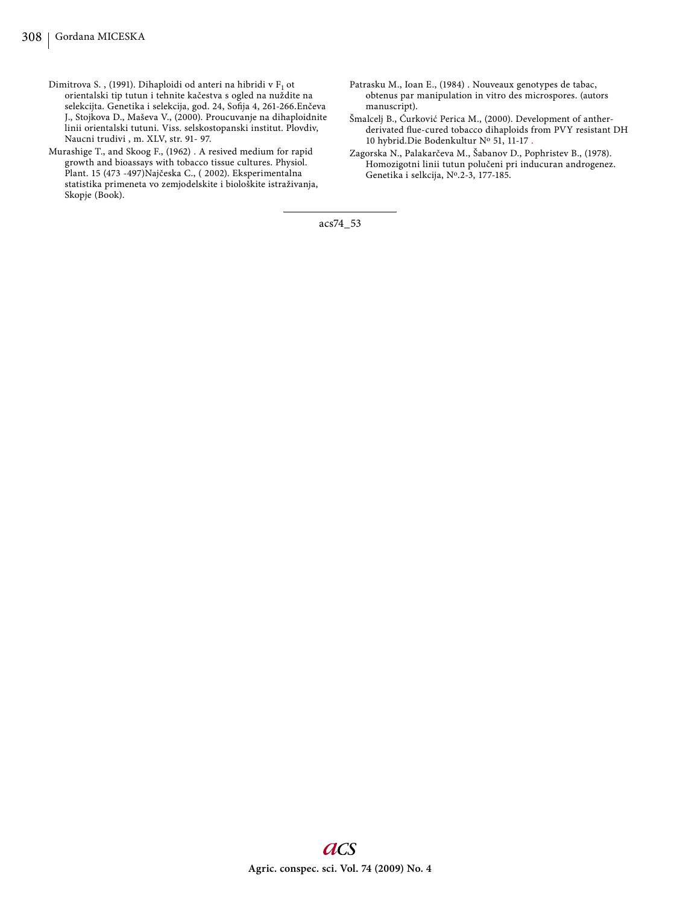Dimitrova S. , (1991). Dihaploidi od anteri na hibridi v $F_1$ ot orientalski tip tutun i tehnite kačestva s ogled na nuždite na selekcijta. Genetika i selekcija, god. 24, Sofija 4, 261-266.Enčeva J., Stojkova D., Maševa V., (2000). Proucuvanje na dihaploidnite linii orientalski tutuni. Viss. selskostopanski institut. Plovdiv, Naucni trudivi , m. XLV, str. 91- 97.

Murashige T., and Skoog F., (1962) . A resived medium for rapid growth and bioassays with tobacco tissue cultures. Physiol. Plant. 15 (473 -497)Najčeska C., ( 2002). Eksperimentalna statistika primeneta vo zemjodelskite i biološkite istraživanja, Skopje (Book).

Patrasku M., Ioan E., (1984) . Nouveaux genotypes de tabac, obtenus par manipulation in vitro des microspores. (autors manuscript).

Šmalcelj B., Ćurković Perica M., (2000). Development of anther-derivated flue-cured tobacco dihaploids from PVY resistant DH 10 hybrid.Die Bodenkultur Nº 51, 11-17 .

Zagorska N., Palakarčeva M., Šabanov D., Pophristev B., (1978). Homozigotni linii tutun polučeni pri inducuran androgenez. Genetika i selkcija, Nº.2-3, 177-185.

acs74_53